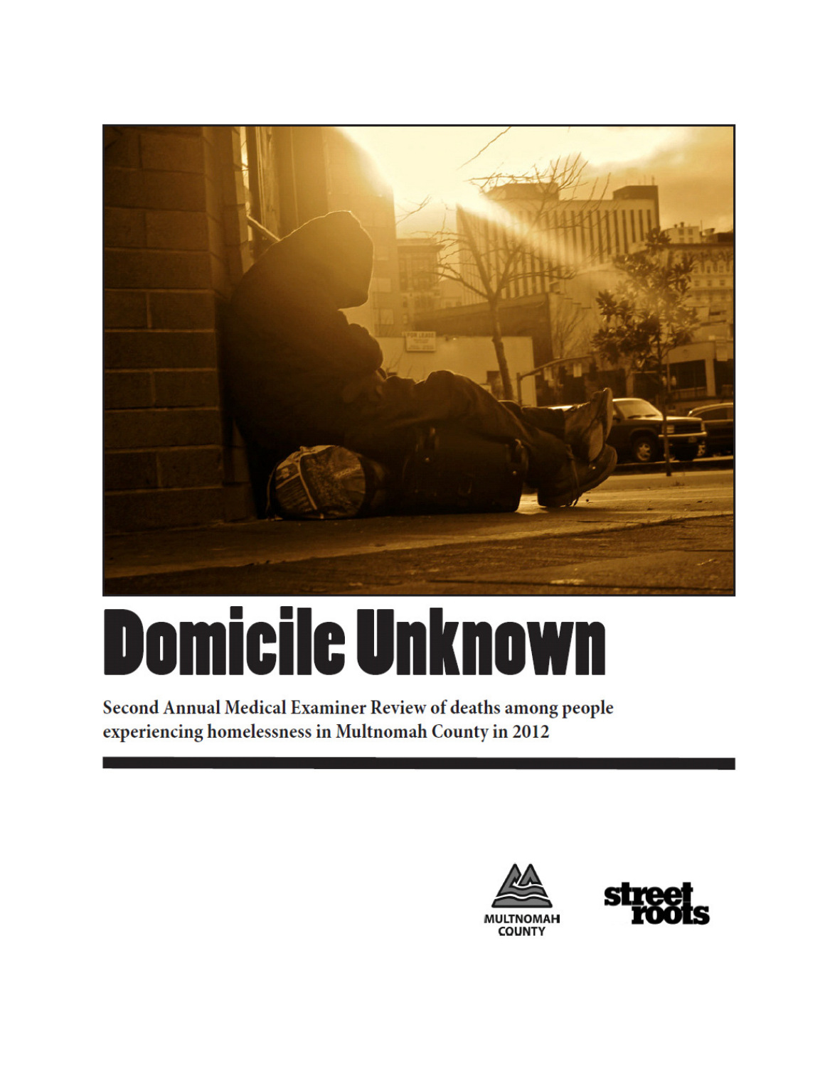# Domicile Unknown

**Second Annual Medical Examiner Review of deaths among people experiencing homelessness in Multnomah County in 2012**

MULTNOMAH COUNTY

street roots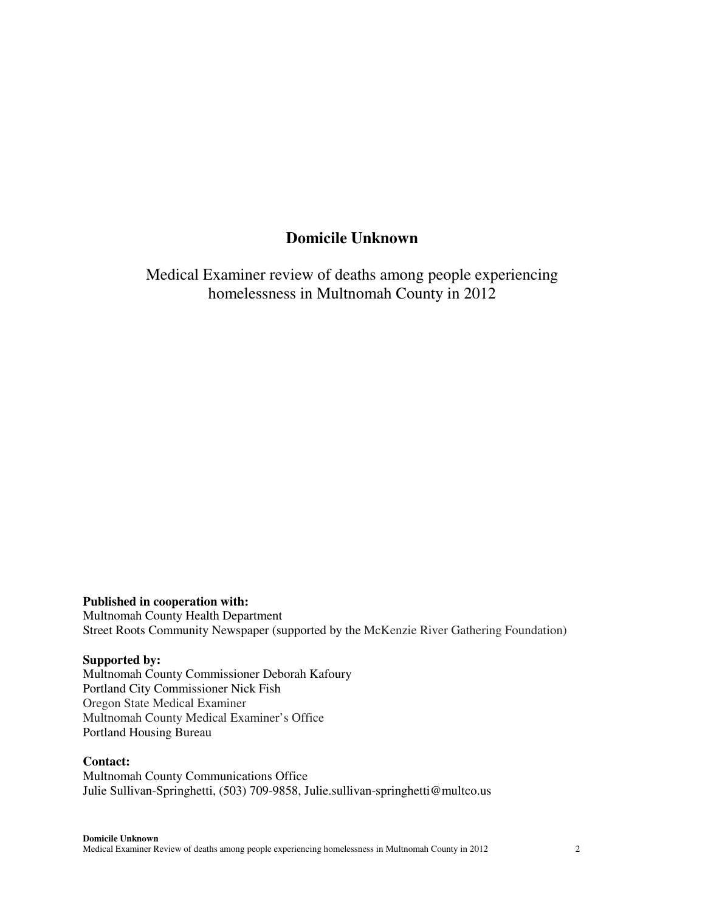**Domicile Unknown**

Medical Examiner review of deaths among people experiencing homelessness in Multnomah County in 2012

**Published in cooperation with:**
Multnomah County Health Department
Street Roots Community Newspaper (supported by the McKenzie River Gathering Foundation)

**Supported by:**
Multnomah County Commissioner Deborah Kafoury
Portland City Commissioner Nick Fish
Oregon State Medical Examiner
Multnomah County Medical Examiner's Office
Portland Housing Bureau

**Contact:**
Multnomah County Communications Office
Julie Sullivan-Springhetti, (503) 709-9858, Julie.sullivan-springhetti@multco.us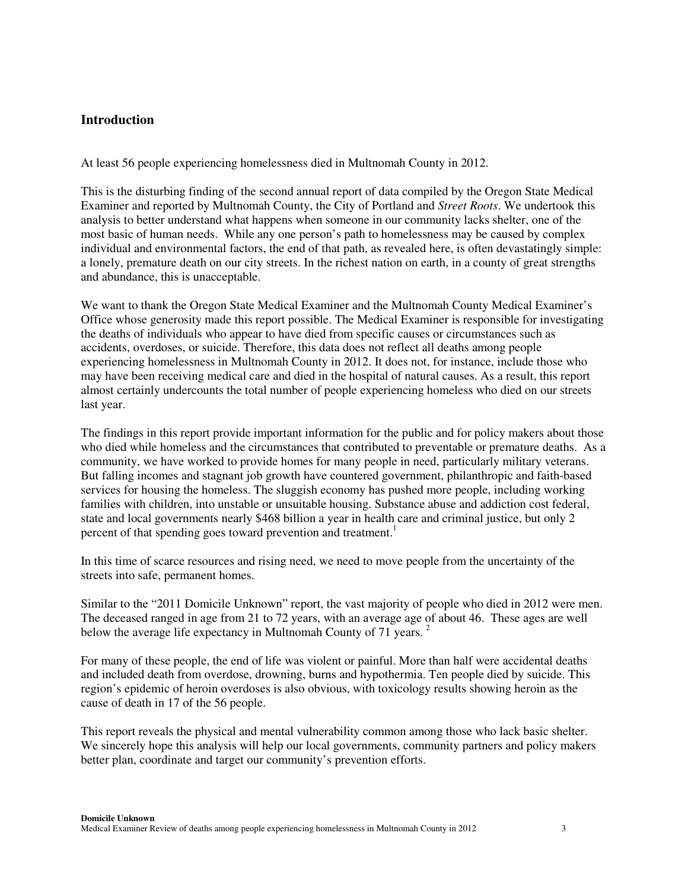## Introduction

At least 56 people experiencing homelessness died in Multnomah County in 2012.

This is the disturbing finding of the second annual report of data compiled by the Oregon State Medical Examiner and reported by Multnomah County, the City of Portland and *Street Roots*. We undertook this analysis to better understand what happens when someone in our community lacks shelter, one of the most basic of human needs. While any one person's path to homelessness may be caused by complex individual and environmental factors, the end of that path, as revealed here, is often devastatingly simple: a lonely, premature death on our city streets. In the richest nation on earth, in a county of great strengths and abundance, this is unacceptable.

We want to thank the Oregon State Medical Examiner and the Multnomah County Medical Examiner's Office whose generosity made this report possible. The Medical Examiner is responsible for investigating the deaths of individuals who appear to have died from specific causes or circumstances such as accidents, overdoses, or suicide. Therefore, this data does not reflect all deaths among people experiencing homelessness in Multnomah County in 2012. It does not, for instance, include those who may have been receiving medical care and died in the hospital of natural causes. As a result, this report almost certainly undercounts the total number of people experiencing homeless who died on our streets last year.

The findings in this report provide important information for the public and for policy makers about those who died while homeless and the circumstances that contributed to preventable or premature deaths. As a community, we have worked to provide homes for many people in need, particularly military veterans. But falling incomes and stagnant job growth have countered government, philanthropic and faith-based services for housing the homeless. The sluggish economy has pushed more people, including working families with children, into unstable or unsuitable housing. Substance abuse and addiction cost federal, state and local governments nearly $468 billion a year in health care and criminal justice, but only 2 percent of that spending goes toward prevention and treatment.[1]

In this time of scarce resources and rising need, we need to move people from the uncertainty of the streets into safe, permanent homes.

Similar to the "2011 Domicile Unknown" report, the vast majority of people who died in 2012 were men. The deceased ranged in age from 21 to 72 years, with an average age of about 46. These ages are well below the average life expectancy in Multnomah County of 71 years.[2]

For many of these people, the end of life was violent or painful. More than half were accidental deaths and included death from overdose, drowning, burns and hypothermia. Ten people died by suicide. This region's epidemic of heroin overdoses is also obvious, with toxicology results showing heroin as the cause of death in 17 of the 56 people.

This report reveals the physical and mental vulnerability common among those who lack basic shelter. We sincerely hope this analysis will help our local governments, community partners and policy makers better plan, coordinate and target our community's prevention efforts.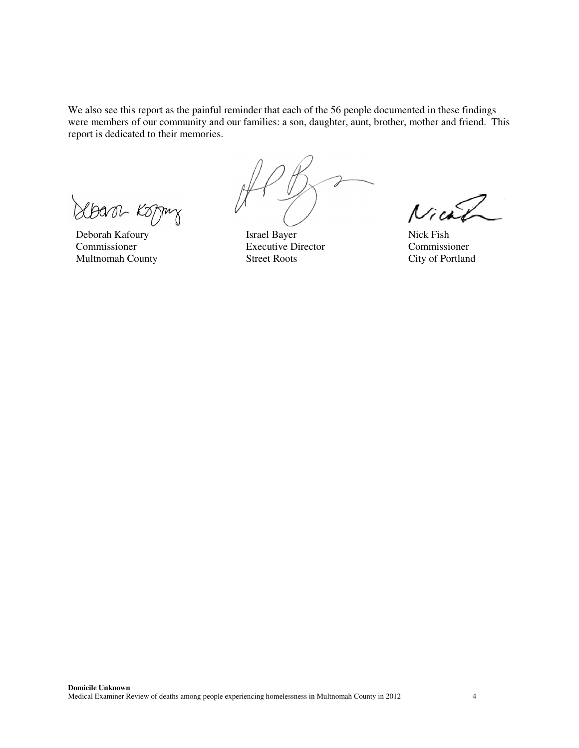We also see this report as the painful reminder that each of the 56 people documented in these findings were members of our community and our families: a son, daughter, aunt, brother, mother and friend. This report is dedicated to their memories.

| Deborah Kafoury | Israel Bayer | Nick Fish |
|---|---|---|
| Commissioner | Executive Director | Commissioner |
| Multnomah County | Street Roots | City of Portland |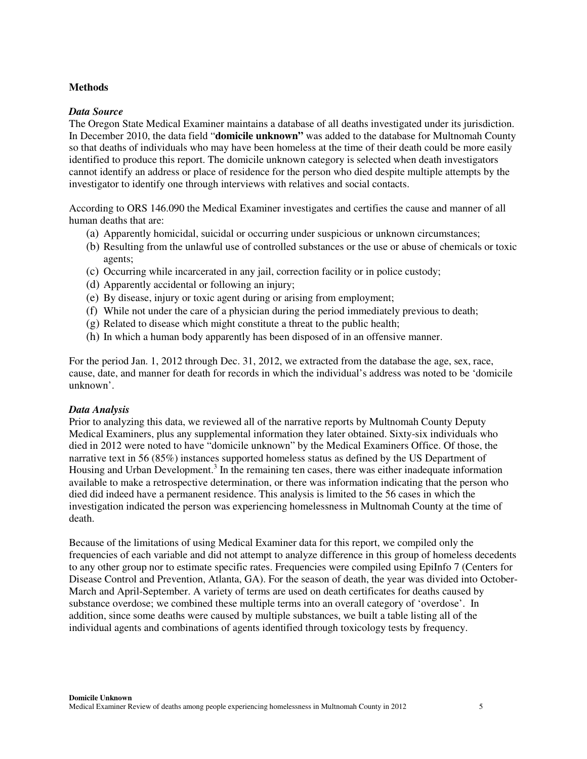## Methods

### *Data Source*

The Oregon State Medical Examiner maintains a database of all deaths investigated under its jurisdiction. In December 2010, the data field "**domicile unknown"** was added to the database for Multnomah County so that deaths of individuals who may have been homeless at the time of their death could be more easily identified to produce this report. The domicile unknown category is selected when death investigators cannot identify an address or place of residence for the person who died despite multiple attempts by the investigator to identify one through interviews with relatives and social contacts.

According to ORS 146.090 the Medical Examiner investigates and certifies the cause and manner of all human deaths that are:

(a) Apparently homicidal, suicidal or occurring under suspicious or unknown circumstances;
(b) Resulting from the unlawful use of controlled substances or the use or abuse of chemicals or toxic agents;
(c) Occurring while incarcerated in any jail, correction facility or in police custody;
(d) Apparently accidental or following an injury;
(e) By disease, injury or toxic agent during or arising from employment;
(f) While not under the care of a physician during the period immediately previous to death;
(g) Related to disease which might constitute a threat to the public health;
(h) In which a human body apparently has been disposed of in an offensive manner.

For the period Jan. 1, 2012 through Dec. 31, 2012, we extracted from the database the age, sex, race, cause, date, and manner for death for records in which the individual's address was noted to be 'domicile unknown'.

### *Data Analysis*

Prior to analyzing this data, we reviewed all of the narrative reports by Multnomah County Deputy Medical Examiners, plus any supplemental information they later obtained. Sixty-six individuals who died in 2012 were noted to have "domicile unknown" by the Medical Examiners Office. Of those, the narrative text in 56 (85%) instances supported homeless status as defined by the US Department of Housing and Urban Development.[3] In the remaining ten cases, there was either inadequate information available to make a retrospective determination, or there was information indicating that the person who died did indeed have a permanent residence. This analysis is limited to the 56 cases in which the investigation indicated the person was experiencing homelessness in Multnomah County at the time of death.

Because of the limitations of using Medical Examiner data for this report, we compiled only the frequencies of each variable and did not attempt to analyze difference in this group of homeless decedents to any other group nor to estimate specific rates. Frequencies were compiled using EpiInfo 7 (Centers for Disease Control and Prevention, Atlanta, GA). For the season of death, the year was divided into October-March and April-September. A variety of terms are used on death certificates for deaths caused by substance overdose; we combined these multiple terms into an overall category of 'overdose'. In addition, since some deaths were caused by multiple substances, we built a table listing all of the individual agents and combinations of agents identified through toxicology tests by frequency.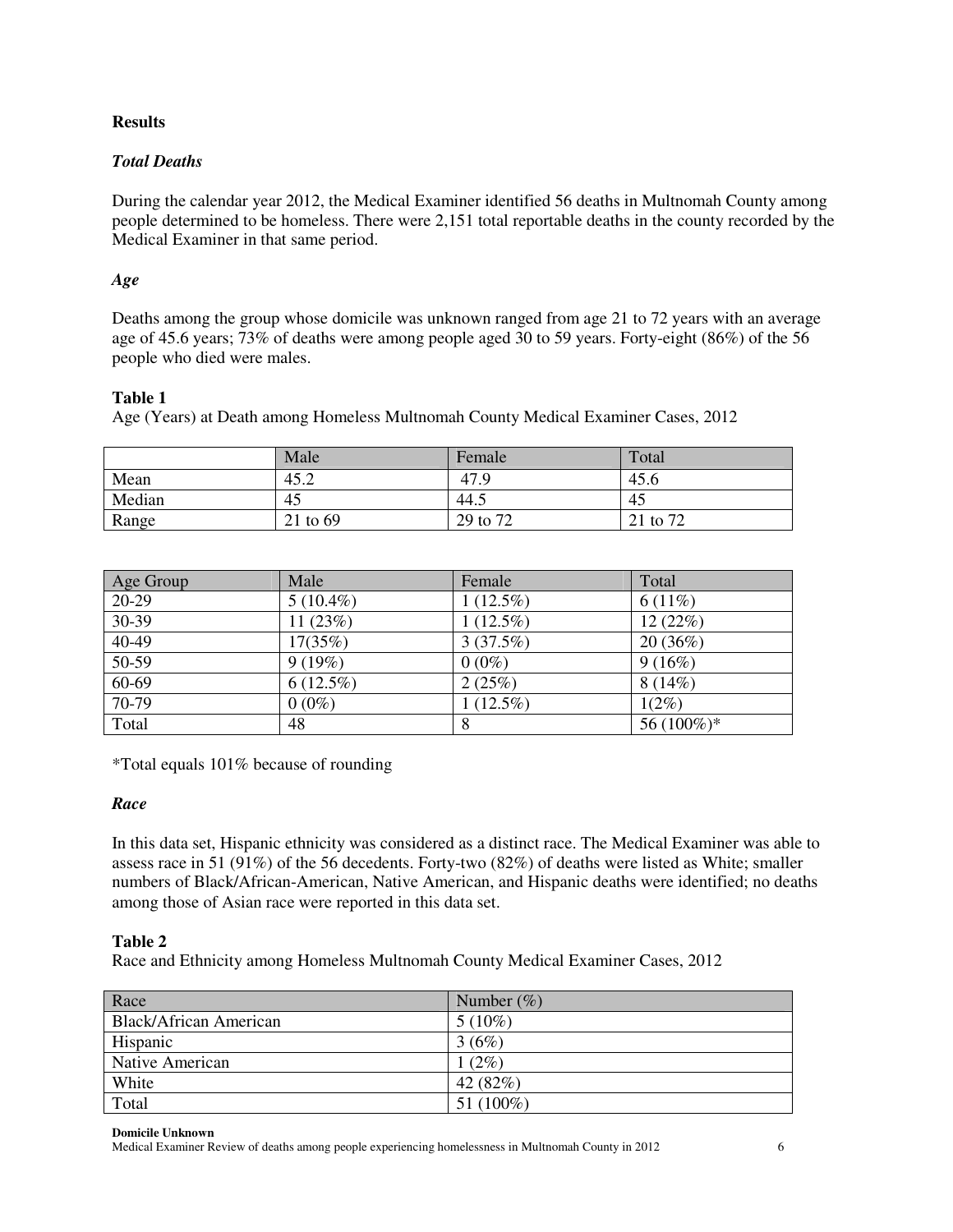## Results

### *Total Deaths*

During the calendar year 2012, the Medical Examiner identified 56 deaths in Multnomah County among people determined to be homeless. There were 2,151 total reportable deaths in the county recorded by the Medical Examiner in that same period.

### *Age*

Deaths among the group whose domicile was unknown ranged from age 21 to 72 years with an average age of 45.6 years; 73% of deaths were among people aged 30 to 59 years. Forty-eight (86%) of the 56 people who died were males.

**Table 1**

Age (Years) at Death among Homeless Multnomah County Medical Examiner Cases, 2012

| | Male | Female | Total |
|---|---|---|---|
| Mean | 45.2 | 47.9 | 45.6 |
| Median | 45 | 44.5 | 45 |
| Range | 21 to 69 | 29 to 72 | 21 to 72 |

| Age Group | Male | Female | Total |
|---|---|---|---|
| 20-29 | 5 (10.4%) | 1 (12.5%) | 6 (11%) |
| 30-39 | 11 (23%) | 1 (12.5%) | 12 (22%) |
| 40-49 | 17(35%) | 3 (37.5%) | 20 (36%) |
| 50-59 | 9 (19%) | 0 (0%) | 9 (16%) |
| 60-69 | 6 (12.5%) | 2 (25%) | 8 (14%) |
| 70-79 | 0 (0%) | 1 (12.5%) | 1(2%) |
| Total | 48 | 8 | 56 (100%)* |

*Total equals 101% because of rounding

### *Race*

In this data set, Hispanic ethnicity was considered as a distinct race. The Medical Examiner was able to assess race in 51 (91%) of the 56 decedents. Forty-two (82%) of deaths were listed as White; smaller numbers of Black/African-American, Native American, and Hispanic deaths were identified; no deaths among those of Asian race were reported in this data set.

**Table 2**

Race and Ethnicity among Homeless Multnomah County Medical Examiner Cases, 2012

| Race | Number (%) |
|---|---|
| Black/African American | 5 (10%) |
| Hispanic | 3 (6%) |
| Native American | 1 (2%) |
| White | 42 (82%) |
| Total | 51 (100%) |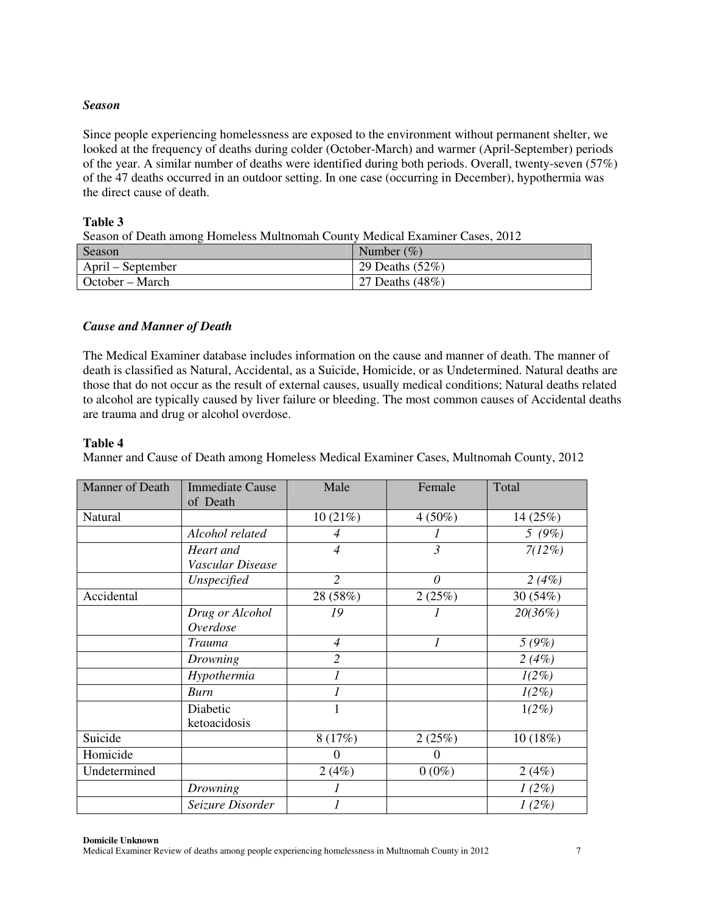### *Season*

Since people experiencing homelessness are exposed to the environment without permanent shelter, we looked at the frequency of deaths during colder (October-March) and warmer (April-September) periods of the year. A similar number of deaths were identified during both periods. Overall, twenty-seven (57%) of the 47 deaths occurred in an outdoor setting. In one case (occurring in December), hypothermia was the direct cause of death.

**Table 3**

Season of Death among Homeless Multnomah County Medical Examiner Cases, 2012

| Season | Number (%) |
|---|---|
| April – September | 29 Deaths (52%) |
| October – March | 27 Deaths (48%) |

### *Cause and Manner of Death*

The Medical Examiner database includes information on the cause and manner of death. The manner of death is classified as Natural, Accidental, as a Suicide, Homicide, or as Undetermined. Natural deaths are those that do not occur as the result of external causes, usually medical conditions; Natural deaths related to alcohol are typically caused by liver failure or bleeding. The most common causes of Accidental deaths are trauma and drug or alcohol overdose.

**Table 4**

Manner and Cause of Death among Homeless Medical Examiner Cases, Multnomah County, 2012

| Manner of Death | Immediate Cause of Death | Male | Female | Total |
|---|---|---|---|---|
| Natural | | 10 (21%) | 4 (50%) | 14 (25%) |
| | *Alcohol related* | *4* | *1* | *5 (9%)* |
| | *Heart and Vascular Disease* | *4* | *3* | *7(12%)* |
| | *Unspecified* | *2* | *0* | *2 (4%)* |
| Accidental | | 28 (58%) | 2 (25%) | 30 (54%) |
| | *Drug or Alcohol Overdose* | *19* | *1* | *20(36%)* |
| | *Trauma* | *4* | *1* | *5 (9%)* |
| | *Drowning* | *2* | | *2 (4%)* |
| | *Hypothermia* | *1* | | *1(2%)* |
| | *Burn* | *1* | | *1(2%)* |
| | Diabetic ketoacidosis | 1 | | 1*(2%)* |
| Suicide | | 8 (17%) | 2 (25%) | 10 (18%) |
| Homicide | | 0 | 0 | |
| Undetermined | | 2 (4%) | 0 (0%) | 2 (4%) |
| | *Drowning* | *1* | | *1 (2%)* |
| | *Seizure Disorder* | *1* | | *1 (2%)* |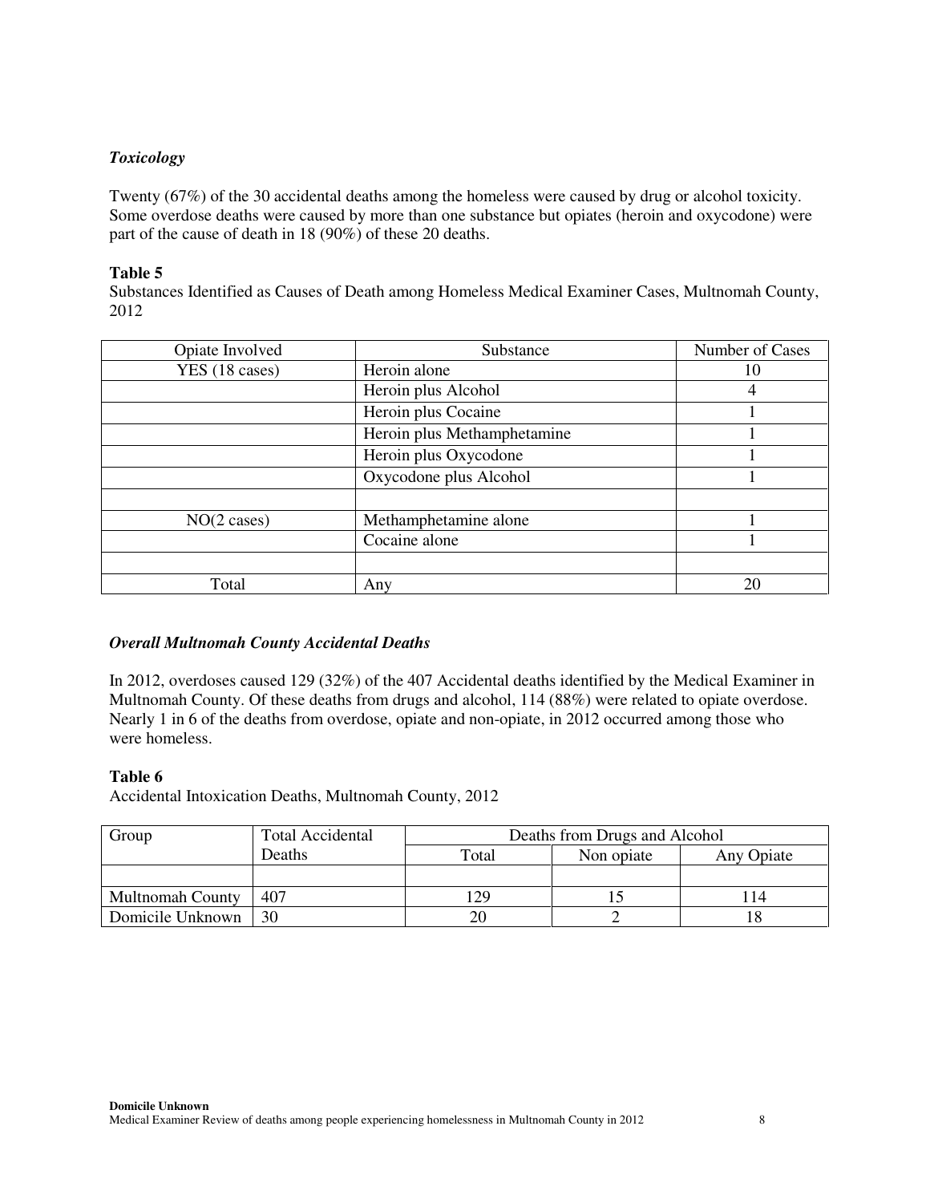### *Toxicology*

Twenty (67%) of the 30 accidental deaths among the homeless were caused by drug or alcohol toxicity. Some overdose deaths were caused by more than one substance but opiates (heroin and oxycodone) were part of the cause of death in 18 (90%) of these 20 deaths.

**Table 5**
Substances Identified as Causes of Death among Homeless Medical Examiner Cases, Multnomah County, 2012

| Opiate Involved | Substance | Number of Cases |
|---|---|---|
| YES (18 cases) | Heroin alone | 10 |
| | Heroin plus Alcohol | 4 |
| | Heroin plus Cocaine | 1 |
| | Heroin plus Methamphetamine | 1 |
| | Heroin plus Oxycodone | 1 |
| | Oxycodone plus Alcohol | 1 |
| | | |
| NO(2 cases) | Methamphetamine alone | 1 |
| | Cocaine alone | 1 |
| | | |
| Total | Any | 20 |

### *Overall Multnomah County Accidental Deaths*

In 2012, overdoses caused 129 (32%) of the 407 Accidental deaths identified by the Medical Examiner in Multnomah County. Of these deaths from drugs and alcohol, 114 (88%) were related to opiate overdose. Nearly 1 in 6 of the deaths from overdose, opiate and non-opiate, in 2012 occurred among those who were homeless.

**Table 6**
Accidental Intoxication Deaths, Multnomah County, 2012

| Group | Total Accidental Deaths | Deaths from Drugs and Alcohol | | |
|---|---|---|---|---|
| | | Total | Non opiate | Any Opiate |
| | | | | |
| Multnomah County | 407 | 129 | 15 | 114 |
| Domicile Unknown | 30 | 20 | 2 | 18 |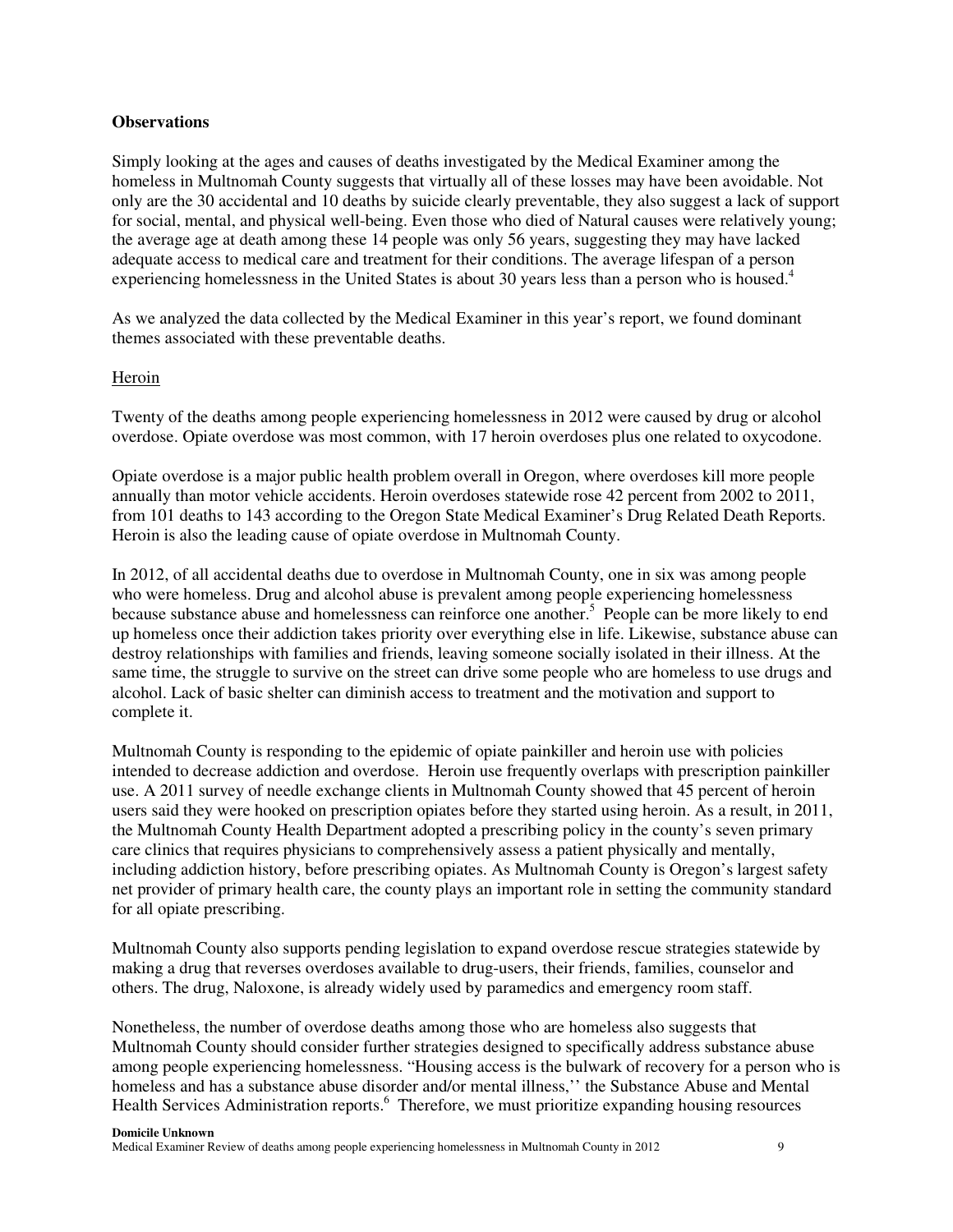**Observations**

Simply looking at the ages and causes of deaths investigated by the Medical Examiner among the homeless in Multnomah County suggests that virtually all of these losses may have been avoidable. Not only are the 30 accidental and 10 deaths by suicide clearly preventable, they also suggest a lack of support for social, mental, and physical well-being. Even those who died of Natural causes were relatively young; the average age at death among these 14 people was only 56 years, suggesting they may have lacked adequate access to medical care and treatment for their conditions. The average lifespan of a person experiencing homelessness in the United States is about 30 years less than a person who is housed.[4]

As we analyzed the data collected by the Medical Examiner in this year's report, we found dominant themes associated with these preventable deaths.

Heroin

Twenty of the deaths among people experiencing homelessness in 2012 were caused by drug or alcohol overdose. Opiate overdose was most common, with 17 heroin overdoses plus one related to oxycodone.

Opiate overdose is a major public health problem overall in Oregon, where overdoses kill more people annually than motor vehicle accidents. Heroin overdoses statewide rose 42 percent from 2002 to 2011, from 101 deaths to 143 according to the Oregon State Medical Examiner's Drug Related Death Reports. Heroin is also the leading cause of opiate overdose in Multnomah County.

In 2012, of all accidental deaths due to overdose in Multnomah County, one in six was among people who were homeless. Drug and alcohol abuse is prevalent among people experiencing homelessness because substance abuse and homelessness can reinforce one another.[5] People can be more likely to end up homeless once their addiction takes priority over everything else in life. Likewise, substance abuse can destroy relationships with families and friends, leaving someone socially isolated in their illness. At the same time, the struggle to survive on the street can drive some people who are homeless to use drugs and alcohol. Lack of basic shelter can diminish access to treatment and the motivation and support to complete it.

Multnomah County is responding to the epidemic of opiate painkiller and heroin use with policies intended to decrease addiction and overdose. Heroin use frequently overlaps with prescription painkiller use. A 2011 survey of needle exchange clients in Multnomah County showed that 45 percent of heroin users said they were hooked on prescription opiates before they started using heroin. As a result, in 2011, the Multnomah County Health Department adopted a prescribing policy in the county's seven primary care clinics that requires physicians to comprehensively assess a patient physically and mentally, including addiction history, before prescribing opiates. As Multnomah County is Oregon's largest safety net provider of primary health care, the county plays an important role in setting the community standard for all opiate prescribing.

Multnomah County also supports pending legislation to expand overdose rescue strategies statewide by making a drug that reverses overdoses available to drug-users, their friends, families, counselor and others. The drug, Naloxone, is already widely used by paramedics and emergency room staff.

Nonetheless, the number of overdose deaths among those who are homeless also suggests that Multnomah County should consider further strategies designed to specifically address substance abuse among people experiencing homelessness. "Housing access is the bulwark of recovery for a person who is homeless and has a substance abuse disorder and/or mental illness,'' the Substance Abuse and Mental Health Services Administration reports.[6] Therefore, we must prioritize expanding housing resources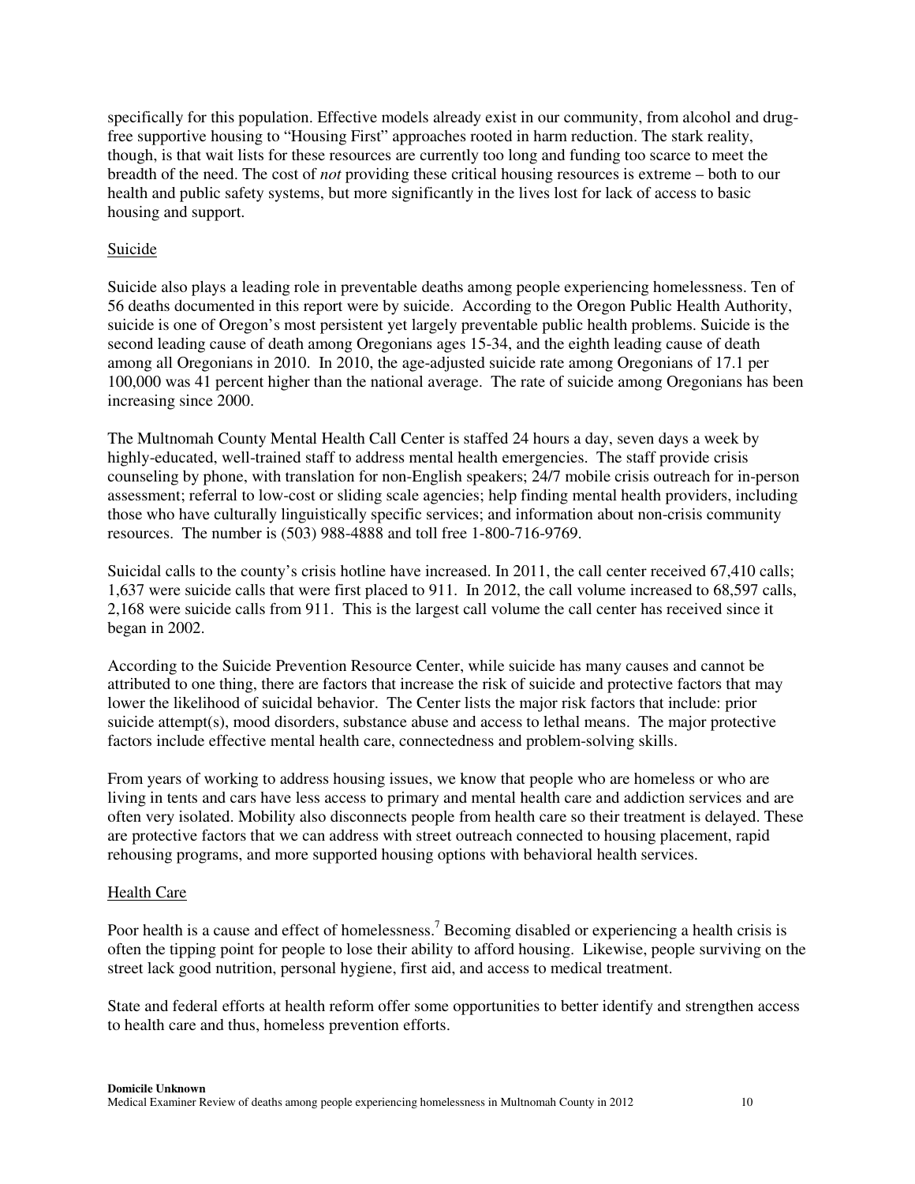specifically for this population. Effective models already exist in our community, from alcohol and drug-free supportive housing to "Housing First" approaches rooted in harm reduction. The stark reality, though, is that wait lists for these resources are currently too long and funding too scarce to meet the breadth of the need. The cost of *not* providing these critical housing resources is extreme – both to our health and public safety systems, but more significantly in the lives lost for lack of access to basic housing and support.

## Suicide

Suicide also plays a leading role in preventable deaths among people experiencing homelessness. Ten of 56 deaths documented in this report were by suicide. According to the Oregon Public Health Authority, suicide is one of Oregon's most persistent yet largely preventable public health problems. Suicide is the second leading cause of death among Oregonians ages 15-34, and the eighth leading cause of death among all Oregonians in 2010. In 2010, the age-adjusted suicide rate among Oregonians of 17.1 per 100,000 was 41 percent higher than the national average. The rate of suicide among Oregonians has been increasing since 2000.

The Multnomah County Mental Health Call Center is staffed 24 hours a day, seven days a week by highly-educated, well-trained staff to address mental health emergencies. The staff provide crisis counseling by phone, with translation for non-English speakers; 24/7 mobile crisis outreach for in-person assessment; referral to low-cost or sliding scale agencies; help finding mental health providers, including those who have culturally linguistically specific services; and information about non-crisis community resources. The number is (503) 988-4888 and toll free 1-800-716-9769.

Suicidal calls to the county's crisis hotline have increased. In 2011, the call center received 67,410 calls; 1,637 were suicide calls that were first placed to 911. In 2012, the call volume increased to 68,597 calls, 2,168 were suicide calls from 911. This is the largest call volume the call center has received since it began in 2002.

According to the Suicide Prevention Resource Center, while suicide has many causes and cannot be attributed to one thing, there are factors that increase the risk of suicide and protective factors that may lower the likelihood of suicidal behavior. The Center lists the major risk factors that include: prior suicide attempt(s), mood disorders, substance abuse and access to lethal means. The major protective factors include effective mental health care, connectedness and problem-solving skills.

From years of working to address housing issues, we know that people who are homeless or who are living in tents and cars have less access to primary and mental health care and addiction services and are often very isolated. Mobility also disconnects people from health care so their treatment is delayed. These are protective factors that we can address with street outreach connected to housing placement, rapid rehousing programs, and more supported housing options with behavioral health services.

## Health Care

Poor health is a cause and effect of homelessness.[7] Becoming disabled or experiencing a health crisis is often the tipping point for people to lose their ability to afford housing. Likewise, people surviving on the street lack good nutrition, personal hygiene, first aid, and access to medical treatment.

State and federal efforts at health reform offer some opportunities to better identify and strengthen access to health care and thus, homeless prevention efforts.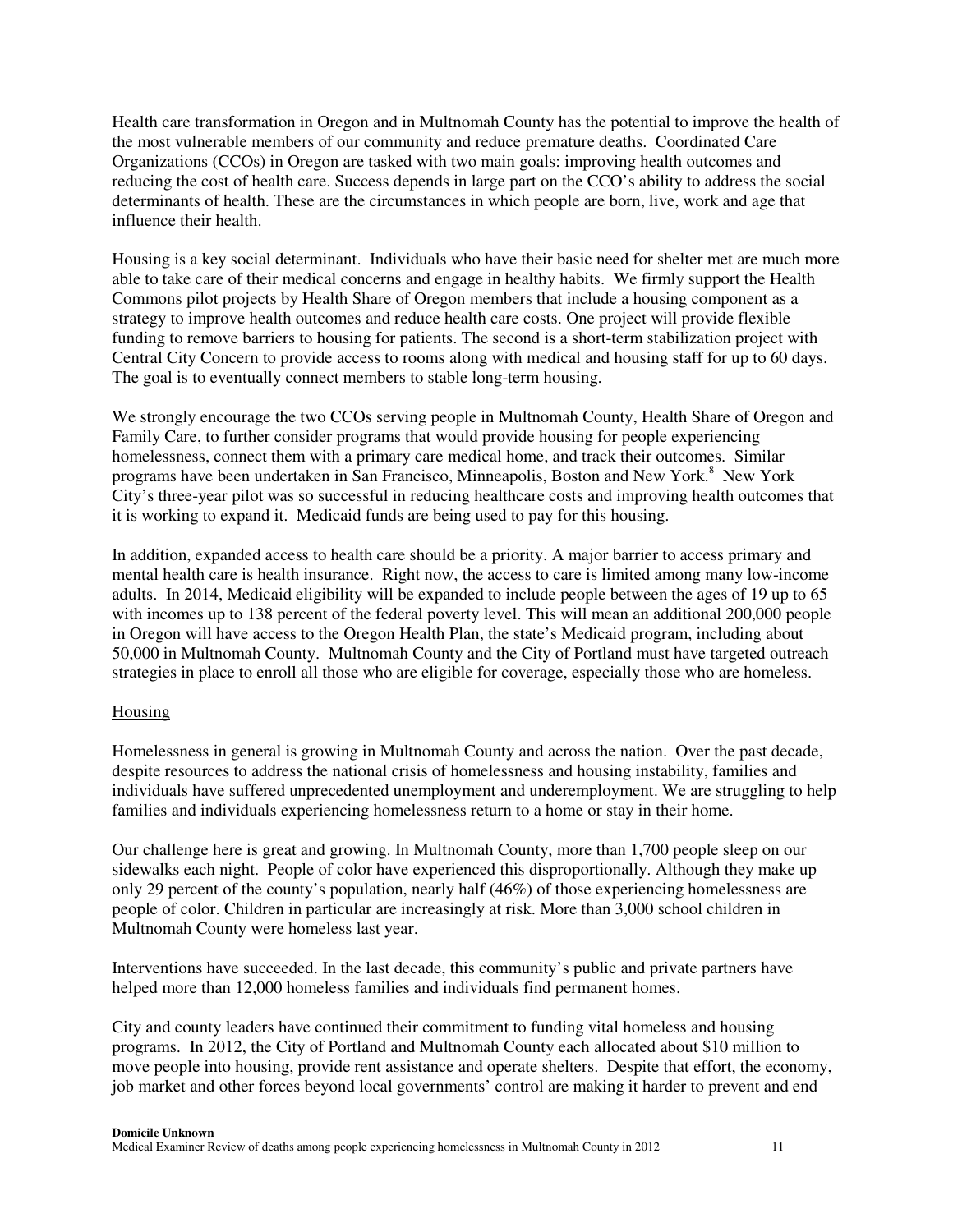Health care transformation in Oregon and in Multnomah County has the potential to improve the health of the most vulnerable members of our community and reduce premature deaths. Coordinated Care Organizations (CCOs) in Oregon are tasked with two main goals: improving health outcomes and reducing the cost of health care. Success depends in large part on the CCO's ability to address the social determinants of health. These are the circumstances in which people are born, live, work and age that influence their health.

Housing is a key social determinant. Individuals who have their basic need for shelter met are much more able to take care of their medical concerns and engage in healthy habits. We firmly support the Health Commons pilot projects by Health Share of Oregon members that include a housing component as a strategy to improve health outcomes and reduce health care costs. One project will provide flexible funding to remove barriers to housing for patients. The second is a short-term stabilization project with Central City Concern to provide access to rooms along with medical and housing staff for up to 60 days. The goal is to eventually connect members to stable long-term housing.

We strongly encourage the two CCOs serving people in Multnomah County, Health Share of Oregon and Family Care, to further consider programs that would provide housing for people experiencing homelessness, connect them with a primary care medical home, and track their outcomes. Similar programs have been undertaken in San Francisco, Minneapolis, Boston and New York.[8] New York City's three-year pilot was so successful in reducing healthcare costs and improving health outcomes that it is working to expand it. Medicaid funds are being used to pay for this housing.

In addition, expanded access to health care should be a priority. A major barrier to access primary and mental health care is health insurance. Right now, the access to care is limited among many low-income adults. In 2014, Medicaid eligibility will be expanded to include people between the ages of 19 up to 65 with incomes up to 138 percent of the federal poverty level. This will mean an additional 200,000 people in Oregon will have access to the Oregon Health Plan, the state's Medicaid program, including about 50,000 in Multnomah County. Multnomah County and the City of Portland must have targeted outreach strategies in place to enroll all those who are eligible for coverage, especially those who are homeless.

## Housing

Homelessness in general is growing in Multnomah County and across the nation. Over the past decade, despite resources to address the national crisis of homelessness and housing instability, families and individuals have suffered unprecedented unemployment and underemployment. We are struggling to help families and individuals experiencing homelessness return to a home or stay in their home.

Our challenge here is great and growing. In Multnomah County, more than 1,700 people sleep on our sidewalks each night. People of color have experienced this disproportionally. Although they make up only 29 percent of the county's population, nearly half (46%) of those experiencing homelessness are people of color. Children in particular are increasingly at risk. More than 3,000 school children in Multnomah County were homeless last year.

Interventions have succeeded. In the last decade, this community's public and private partners have helped more than 12,000 homeless families and individuals find permanent homes.

City and county leaders have continued their commitment to funding vital homeless and housing programs. In 2012, the City of Portland and Multnomah County each allocated about $10 million to move people into housing, provide rent assistance and operate shelters. Despite that effort, the economy, job market and other forces beyond local governments' control are making it harder to prevent and end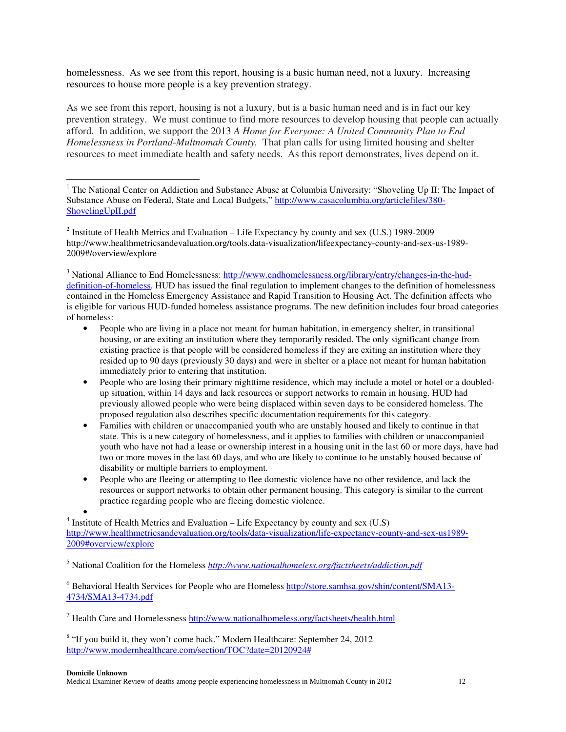homelessness. As we see from this report, housing is a basic human need, not a luxury. Increasing resources to house more people is a key prevention strategy.

As we see from this report, housing is not a luxury, but is a basic human need and is in fact our key prevention strategy. We must continue to find more resources to develop housing that people can actually afford. In addition, we support the 2013 *A Home for Everyone: A United Community Plan to End Homelessness in Portland-Multnomah County.* That plan calls for using limited housing and shelter resources to meet immediate health and safety needs. As this report demonstrates, lives depend on it.

---

[1] The National Center on Addiction and Substance Abuse at Columbia University: "Shoveling Up II: The Impact of Substance Abuse on Federal, State and Local Budgets," http://www.casacolumbia.org/articlefiles/380-ShovelingUpII.pdf

[2] Institute of Health Metrics and Evaluation – Life Expectancy by county and sex (U.S.) 1989-2009 http://www.healthmetricsandevaluation.org/tools.data-visualization/lifeexpectancy-county-and-sex-us-1989-2009#/overview/explore

[3] National Alliance to End Homelessness: http://www.endhomelessness.org/library/entry/changes-in-the-hud-definition-of-homeless. HUD has issued the final regulation to implement changes to the definition of homelessness contained in the Homeless Emergency Assistance and Rapid Transition to Housing Act. The definition affects who is eligible for various HUD-funded homeless assistance programs. The new definition includes four broad categories of homeless:

- People who are living in a place not meant for human habitation, in emergency shelter, in transitional housing, or are exiting an institution where they temporarily resided. The only significant change from existing practice is that people will be considered homeless if they are exiting an institution where they resided up to 90 days (previously 30 days) and were in shelter or a place not meant for human habitation immediately prior to entering that institution.
- People who are losing their primary nighttime residence, which may include a motel or hotel or a doubled-up situation, within 14 days and lack resources or support networks to remain in housing. HUD had previously allowed people who were being displaced within seven days to be considered homeless. The proposed regulation also describes specific documentation requirements for this category.
- Families with children or unaccompanied youth who are unstably housed and likely to continue in that state. This is a new category of homelessness, and it applies to families with children or unaccompanied youth who have not had a lease or ownership interest in a housing unit in the last 60 or more days, have had two or more moves in the last 60 days, and who are likely to continue to be unstably housed because of disability or multiple barriers to employment.
- People who are fleeing or attempting to flee domestic violence have no other residence, and lack the resources or support networks to obtain other permanent housing. This category is similar to the current practice regarding people who are fleeing domestic violence.

[4] Institute of Health Metrics and Evaluation – Life Expectancy by county and sex (U.S) http://www.healthmetricsandevaluation.org/tools/data-visualization/life-expectancy-county-and-sex-us1989-2009#overview/explore

[5] National Coalition for the Homeless *http://www.nationalhomeless.org/factsheets/addiction.pdf*

[6] Behavioral Health Services for People who are Homeless http://store.samhsa.gov/shin/content/SMA13-4734/SMA13-4734.pdf

[7] Health Care and Homelessness http://www.nationalhomeless.org/factsheets/health.html

[8] "If you build it, they won't come back." Modern Healthcare: September 24, 2012 http://www.modernhealthcare.com/section/TOC?date=20120924#